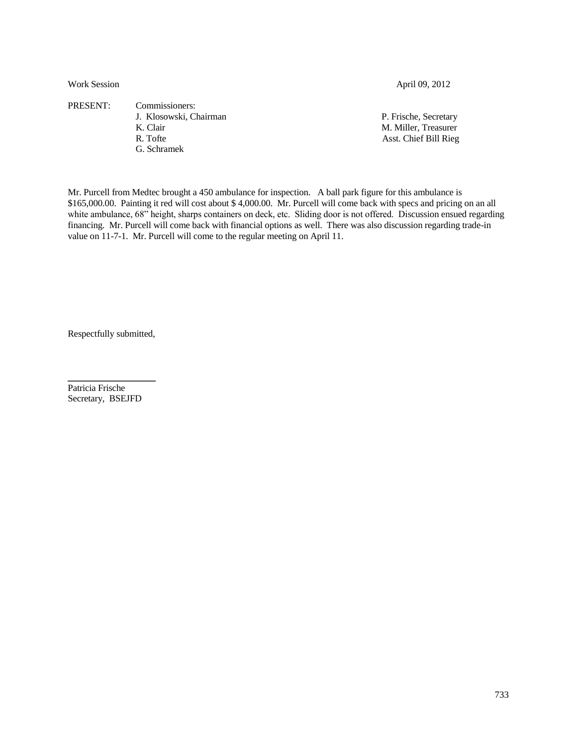Work Session April 09, 2012

PRESENT: Commissioners:

J. Klosowski, Chairman
K. Clair
R. Tofte
G. Schramek

P. Frische, Secretary
M. Miller, Treasurer
Asst. Chief Bill Rieg

Mr. Purcell from Medtec brought a 450 ambulance for inspection. A ball park figure for this ambulance is $165,000.00. Painting it red will cost about $ 4,000.00. Mr. Purcell will come back with specs and pricing on an all white ambulance, 68" height, sharps containers on deck, etc. Sliding door is not offered. Discussion ensued regarding financing. Mr. Purcell will come back with financial options as well. There was also discussion regarding trade-in value on 11-7-1. Mr. Purcell will come to the regular meeting on April 11.

Respectfully submitted,

Patricia Frische
Secretary, BSEJFD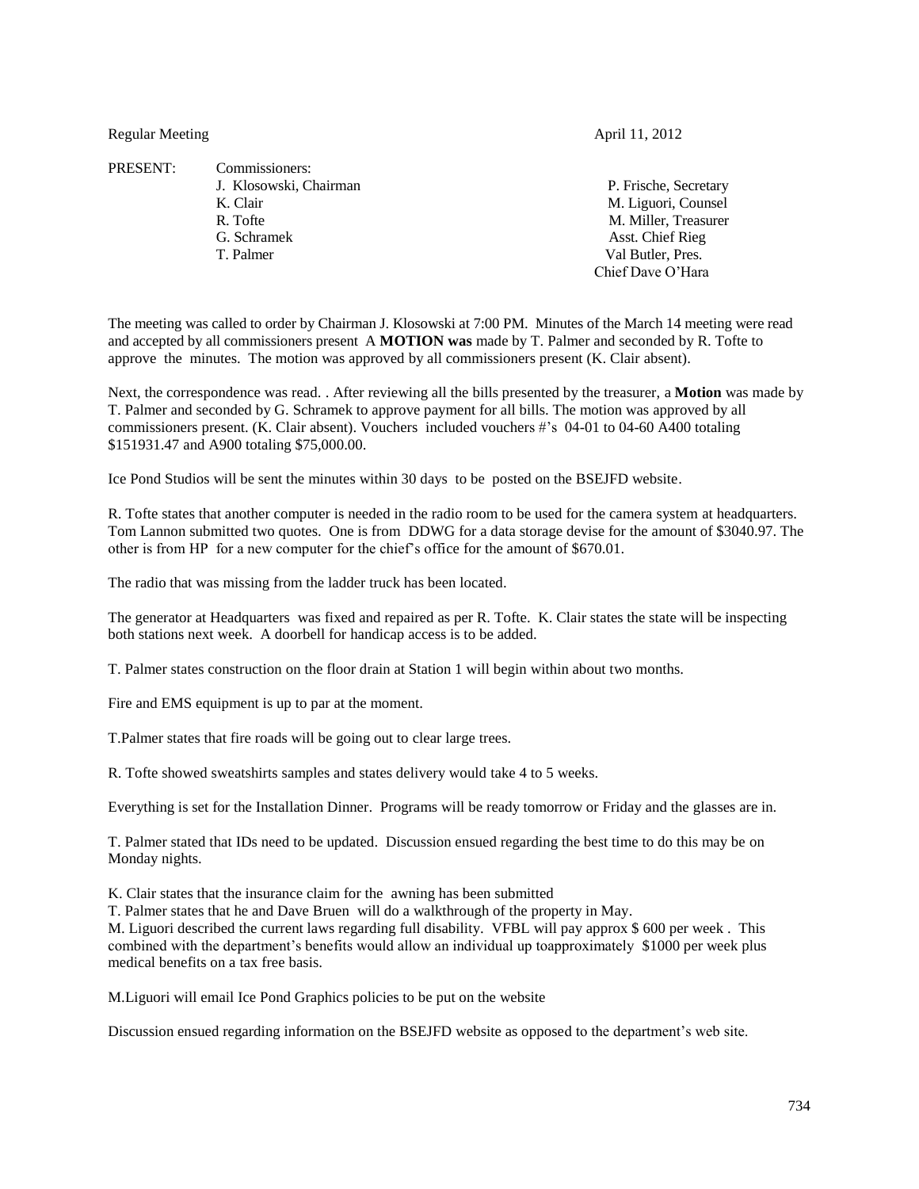Regular Meeting April 11, 2012

PRESENT: Commissioners:

| Commissioners | Others |
|---|---|
| J. Klosowski, Chairman | P. Frische, Secretary |
| K. Clair | M. Liguori, Counsel |
| R. Tofte | M. Miller, Treasurer |
| G. Schramek | Asst. Chief Rieg |
| T. Palmer | Val Butler, Pres. |
| | Chief Dave O'Hara |

The meeting was called to order by Chairman J. Klosowski at 7:00 PM. Minutes of the March 14 meeting were read and accepted by all commissioners present A **MOTION was** made by T. Palmer and seconded by R. Tofte to approve the minutes. The motion was approved by all commissioners present (K. Clair absent).

Next, the correspondence was read. . After reviewing all the bills presented by the treasurer, a **Motion** was made by T. Palmer and seconded by G. Schramek to approve payment for all bills. The motion was approved by all commissioners present. (K. Clair absent). Vouchers included vouchers #'s 04-01 to 04-60 A400 totaling \$151931.47 and A900 totaling \$75,000.00.

Ice Pond Studios will be sent the minutes within 30 days to be posted on the BSEJFD website.

R. Tofte states that another computer is needed in the radio room to be used for the camera system at headquarters. Tom Lannon submitted two quotes. One is from DDWG for a data storage devise for the amount of \$3040.97. The other is from HP for a new computer for the chief's office for the amount of \$670.01.

The radio that was missing from the ladder truck has been located.

The generator at Headquarters was fixed and repaired as per R. Tofte. K. Clair states the state will be inspecting both stations next week. A doorbell for handicap access is to be added.

T. Palmer states construction on the floor drain at Station 1 will begin within about two months.

Fire and EMS equipment is up to par at the moment.

T.Palmer states that fire roads will be going out to clear large trees.

R. Tofte showed sweatshirts samples and states delivery would take 4 to 5 weeks.

Everything is set for the Installation Dinner. Programs will be ready tomorrow or Friday and the glasses are in.

T. Palmer stated that IDs need to be updated. Discussion ensued regarding the best time to do this may be on Monday nights.

K. Clair states that the insurance claim for the awning has been submitted

T. Palmer states that he and Dave Bruen will do a walkthrough of the property in May.

M. Liguori described the current laws regarding full disability. VFBL will pay approx \$ 600 per week . This combined with the department's benefits would allow an individual up toapproximately \$1000 per week plus medical benefits on a tax free basis.

M.Liguori will email Ice Pond Graphics policies to be put on the website

Discussion ensued regarding information on the BSEJFD website as opposed to the department's web site.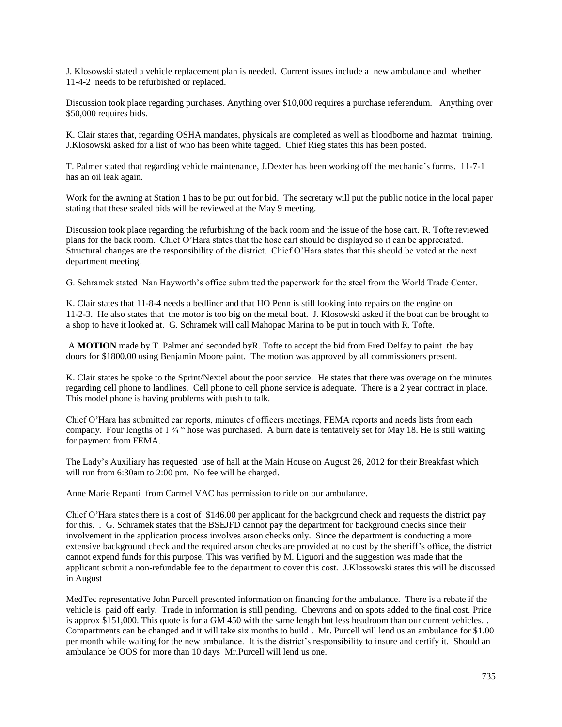J. Klosowski stated a vehicle replacement plan is needed. Current issues include a new ambulance and whether 11-4-2 needs to be refurbished or replaced.

Discussion took place regarding purchases. Anything over $10,000 requires a purchase referendum. Anything over $50,000 requires bids.

K. Clair states that, regarding OSHA mandates, physicals are completed as well as bloodborne and hazmat training. J.Klosowski asked for a list of who has been white tagged. Chief Rieg states this has been posted.

T. Palmer stated that regarding vehicle maintenance, J.Dexter has been working off the mechanic's forms. 11-7-1 has an oil leak again.

Work for the awning at Station 1 has to be put out for bid. The secretary will put the public notice in the local paper stating that these sealed bids will be reviewed at the May 9 meeting.

Discussion took place regarding the refurbishing of the back room and the issue of the hose cart. R. Tofte reviewed plans for the back room. Chief O'Hara states that the hose cart should be displayed so it can be appreciated. Structural changes are the responsibility of the district. Chief O'Hara states that this should be voted at the next department meeting.

G. Schramek stated Nan Hayworth's office submitted the paperwork for the steel from the World Trade Center.

K. Clair states that 11-8-4 needs a bedliner and that HO Penn is still looking into repairs on the engine on 11-2-3. He also states that the motor is too big on the metal boat. J. Klosowski asked if the boat can be brought to a shop to have it looked at. G. Schramek will call Mahopac Marina to be put in touch with R. Tofte.

A **MOTION** made by T. Palmer and seconded byR. Tofte to accept the bid from Fred Delfay to paint the bay doors for $1800.00 using Benjamin Moore paint. The motion was approved by all commissioners present.

K. Clair states he spoke to the Sprint/Nextel about the poor service. He states that there was overage on the minutes regarding cell phone to landlines. Cell phone to cell phone service is adequate. There is a 2 year contract in place. This model phone is having problems with push to talk.

Chief O'Hara has submitted car reports, minutes of officers meetings, FEMA reports and needs lists from each company. Four lengths of 1 ¾ " hose was purchased. A burn date is tentatively set for May 18. He is still waiting for payment from FEMA.

The Lady's Auxiliary has requested use of hall at the Main House on August 26, 2012 for their Breakfast which will run from 6:30am to 2:00 pm. No fee will be charged.

Anne Marie Repanti from Carmel VAC has permission to ride on our ambulance.

Chief O'Hara states there is a cost of $146.00 per applicant for the background check and requests the district pay for this. . G. Schramek states that the BSEJFD cannot pay the department for background checks since their involvement in the application process involves arson checks only. Since the department is conducting a more extensive background check and the required arson checks are provided at no cost by the sheriff's office, the district cannot expend funds for this purpose. This was verified by M. Liguori and the suggestion was made that the applicant submit a non-refundable fee to the department to cover this cost. J.Klossowski states this will be discussed in August

MedTec representative John Purcell presented information on financing for the ambulance. There is a rebate if the vehicle is paid off early. Trade in information is still pending. Chevrons and on spots added to the final cost. Price is approx $151,000. This quote is for a GM 450 with the same length but less headroom than our current vehicles. . Compartments can be changed and it will take six months to build . Mr. Purcell will lend us an ambulance for $1.00 per month while waiting for the new ambulance. It is the district's responsibility to insure and certify it. Should an ambulance be OOS for more than 10 days Mr.Purcell will lend us one.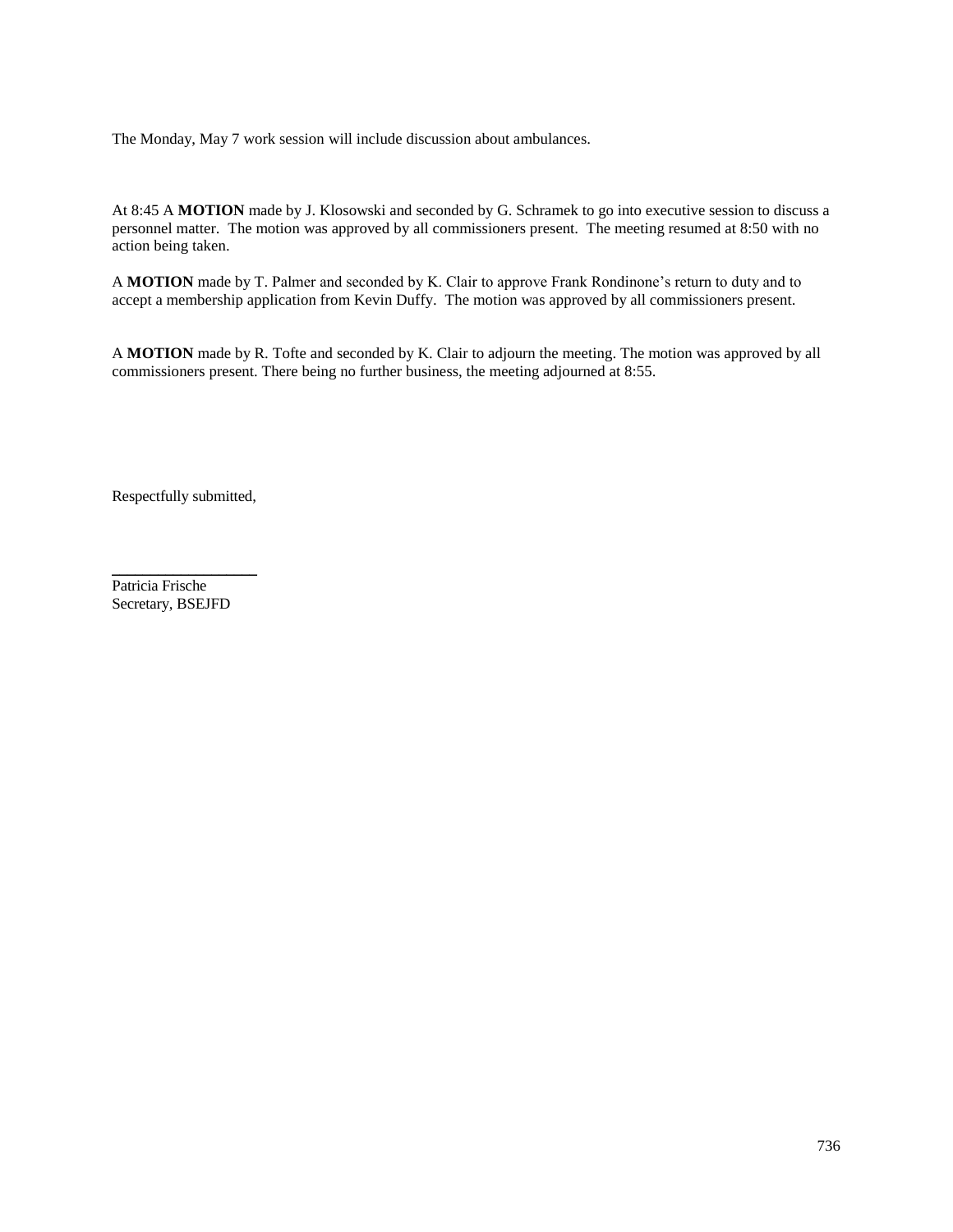The Monday, May 7 work session will include discussion about ambulances.

At 8:45 A **MOTION** made by J. Klosowski and seconded by G. Schramek to go into executive session to discuss a personnel matter. The motion was approved by all commissioners present. The meeting resumed at 8:50 with no action being taken.

A **MOTION** made by T. Palmer and seconded by K. Clair to approve Frank Rondinone's return to duty and to accept a membership application from Kevin Duffy. The motion was approved by all commissioners present.

A **MOTION** made by R. Tofte and seconded by K. Clair to adjourn the meeting. The motion was approved by all commissioners present. There being no further business, the meeting adjourned at 8:55.

Respectfully submitted,

\_\_\_\_\_\_\_\_\_\_\_\_\_\_\_\_\_\_\_

Patricia Frische
Secretary, BSEJFD